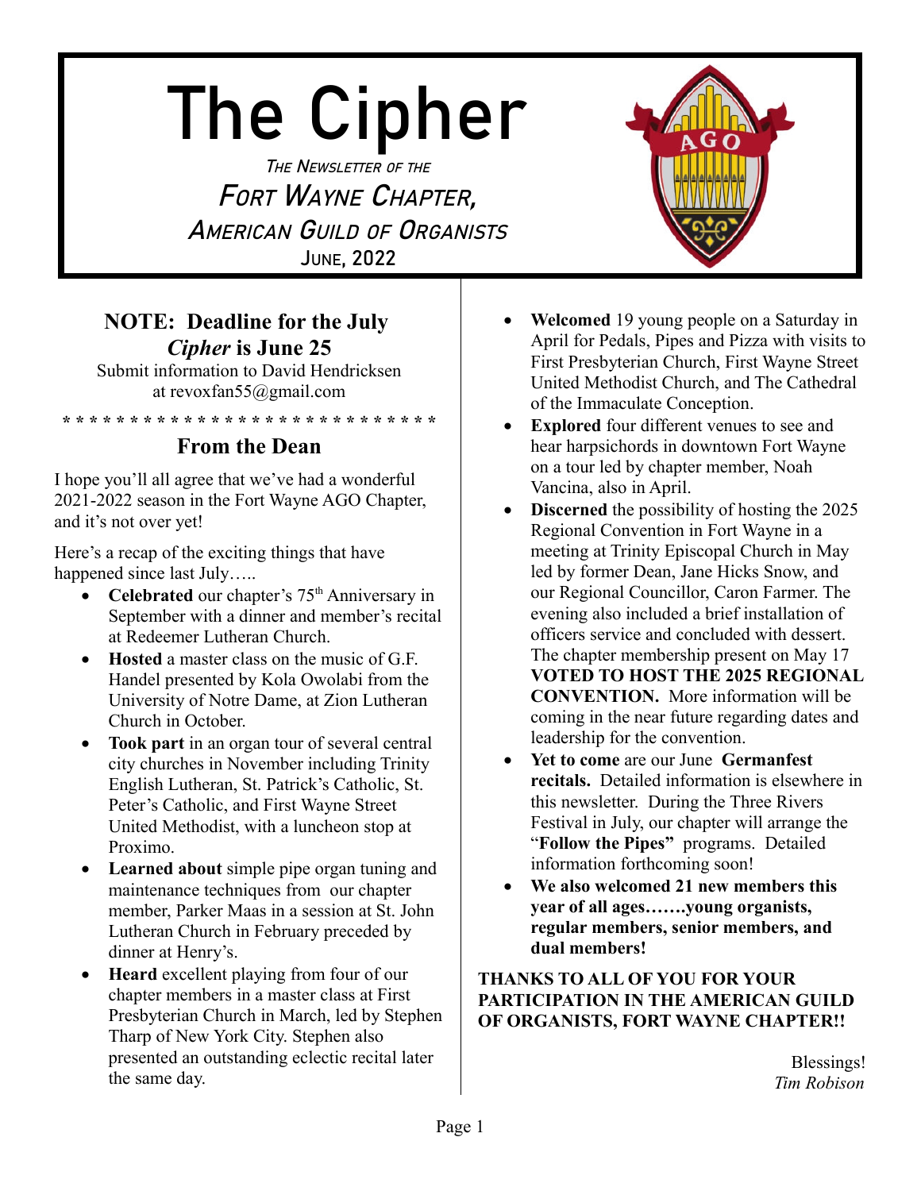# The Cipher

*The Newsletter of the*

## Fort Wayne Chapter, American Guild of Organists

June, 2022

**NOTE: Deadline for the July *Cipher* is June 25**

Submit information to David Hendricksen at revoxfan55@gmail.com

\* \* \* \* \* \* \* \* \* \* \* \* \* \* \* \* \* \* \* \* \* \* \* \* \* \* \* \*

## From the Dean

I hope you'll all agree that we've had a wonderful 2021-2022 season in the Fort Wayne AGO Chapter, and it's not over yet!

Here's a recap of the exciting things that have happened since last July…..

- **Celebrated** our chapter's 75th Anniversary in September with a dinner and member's recital at Redeemer Lutheran Church.
- **Hosted** a master class on the music of G.F. Handel presented by Kola Owolabi from the University of Notre Dame, at Zion Lutheran Church in October.
- **Took part** in an organ tour of several central city churches in November including Trinity English Lutheran, St. Patrick's Catholic, St. Peter's Catholic, and First Wayne Street United Methodist, with a luncheon stop at Proximo.
- **Learned about** simple pipe organ tuning and maintenance techniques from our chapter member, Parker Maas in a session at St. John Lutheran Church in February preceded by dinner at Henry's.
- **Heard** excellent playing from four of our chapter members in a master class at First Presbyterian Church in March, led by Stephen Tharp of New York City. Stephen also presented an outstanding eclectic recital later the same day.
- **Welcomed** 19 young people on a Saturday in April for Pedals, Pipes and Pizza with visits to First Presbyterian Church, First Wayne Street United Methodist Church, and The Cathedral of the Immaculate Conception.
- **Explored** four different venues to see and hear harpsichords in downtown Fort Wayne on a tour led by chapter member, Noah Vancina, also in April.
- **Discerned** the possibility of hosting the 2025 Regional Convention in Fort Wayne in a meeting at Trinity Episcopal Church in May led by former Dean, Jane Hicks Snow, and our Regional Councillor, Caron Farmer. The evening also included a brief installation of officers service and concluded with dessert. The chapter membership present on May 17 **VOTED TO HOST THE 2025 REGIONAL CONVENTION.** More information will be coming in the near future regarding dates and leadership for the convention.
- **Yet to come** are our June **Germanfest recitals.** Detailed information is elsewhere in this newsletter. During the Three Rivers Festival in July, our chapter will arrange the "**Follow the Pipes"** programs. Detailed information forthcoming soon!
- **We also welcomed 21 new members this year of all ages…….young organists, regular members, senior members, and dual members!**

**THANKS TO ALL OF YOU FOR YOUR PARTICIPATION IN THE AMERICAN GUILD OF ORGANISTS, FORT WAYNE CHAPTER!!**

Blessings!
*Tim Robison*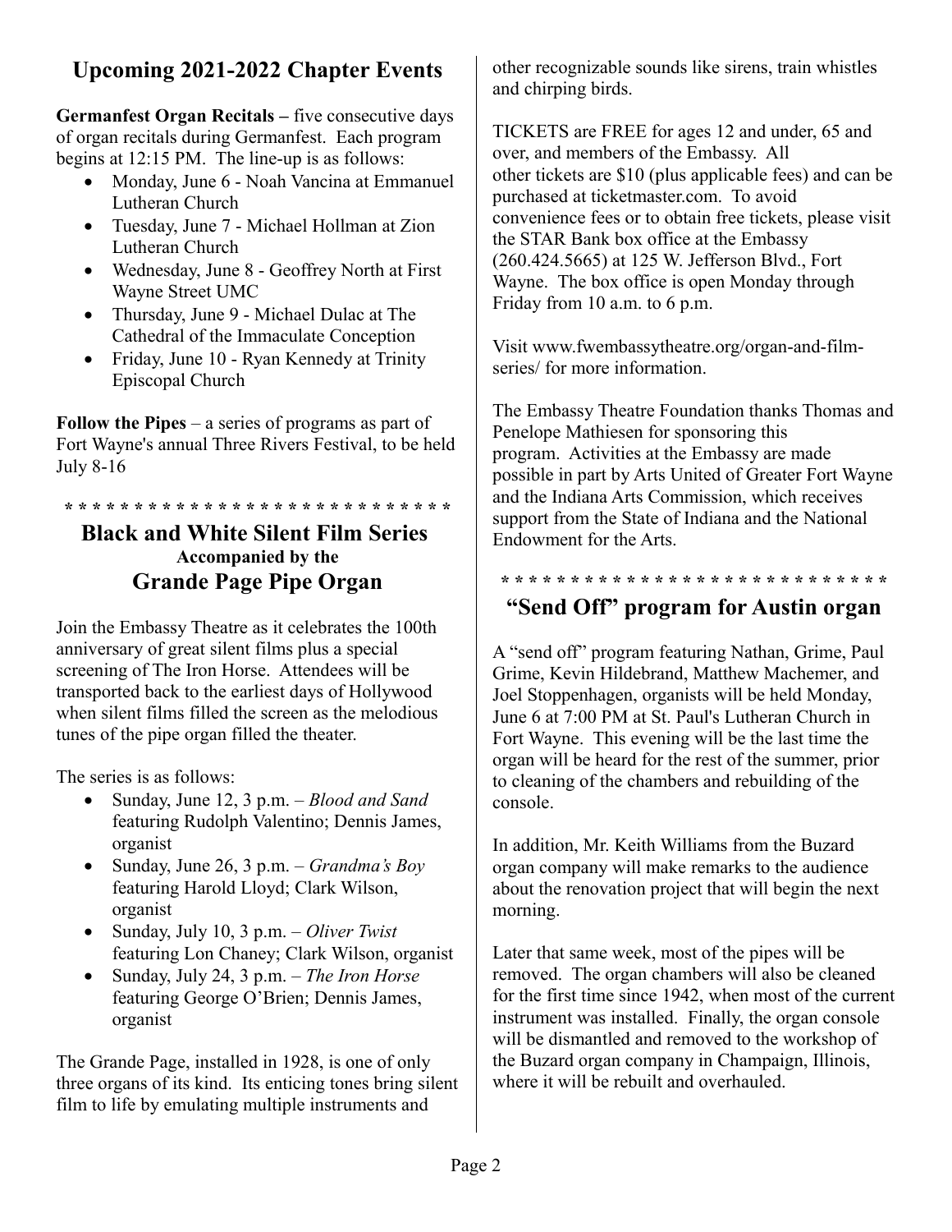## Upcoming 2021-2022 Chapter Events

**Germanfest Organ Recitals –** five consecutive days of organ recitals during Germanfest. Each program begins at 12:15 PM. The line-up is as follows:

- Monday, June 6 - Noah Vancina at Emmanuel Lutheran Church
- Tuesday, June 7 - Michael Hollman at Zion Lutheran Church
- Wednesday, June 8 - Geoffrey North at First Wayne Street UMC
- Thursday, June 9 - Michael Dulac at The Cathedral of the Immaculate Conception
- Friday, June 10 - Ryan Kennedy at Trinity Episcopal Church

**Follow the Pipes** – a series of programs as part of Fort Wayne's annual Three Rivers Festival, to be held July 8-16

* * * * * * * * * * * * * * * * * * * * * * * * * * * *

## Black and White Silent Film Series
### Accompanied by the
## Grande Page Pipe Organ

Join the Embassy Theatre as it celebrates the 100th anniversary of great silent films plus a special screening of The Iron Horse. Attendees will be transported back to the earliest days of Hollywood when silent films filled the screen as the melodious tunes of the pipe organ filled the theater.

The series is as follows:

- Sunday, June 12, 3 p.m. – *Blood and Sand* featuring Rudolph Valentino; Dennis James, organist
- Sunday, June 26, 3 p.m. – *Grandma's Boy* featuring Harold Lloyd; Clark Wilson, organist
- Sunday, July 10, 3 p.m. – *Oliver Twist* featuring Lon Chaney; Clark Wilson, organist
- Sunday, July 24, 3 p.m. – *The Iron Horse* featuring George O'Brien; Dennis James, organist

The Grande Page, installed in 1928, is one of only three organs of its kind. Its enticing tones bring silent film to life by emulating multiple instruments and other recognizable sounds like sirens, train whistles and chirping birds.

TICKETS are FREE for ages 12 and under, 65 and over, and members of the Embassy. All other tickets are $10 (plus applicable fees) and can be purchased at ticketmaster.com. To avoid convenience fees or to obtain free tickets, please visit the STAR Bank box office at the Embassy (260.424.5665) at 125 W. Jefferson Blvd., Fort Wayne. The box office is open Monday through Friday from 10 a.m. to 6 p.m.

Visit www.fwembassytheatre.org/organ-and-film-series/ for more information.

The Embassy Theatre Foundation thanks Thomas and Penelope Mathiesen for sponsoring this program. Activities at the Embassy are made possible in part by Arts United of Greater Fort Wayne and the Indiana Arts Commission, which receives support from the State of Indiana and the National Endowment for the Arts.

* * * * * * * * * * * * * * * * * * * * * * * * * * * *

## "Send Off" program for Austin organ

A "send off" program featuring Nathan, Grime, Paul Grime, Kevin Hildebrand, Matthew Machemer, and Joel Stoppenhagen, organists will be held Monday, June 6 at 7:00 PM at St. Paul's Lutheran Church in Fort Wayne. This evening will be the last time the organ will be heard for the rest of the summer, prior to cleaning of the chambers and rebuilding of the console.

In addition, Mr. Keith Williams from the Buzard organ company will make remarks to the audience about the renovation project that will begin the next morning.

Later that same week, most of the pipes will be removed. The organ chambers will also be cleaned for the first time since 1942, when most of the current instrument was installed. Finally, the organ console will be dismantled and removed to the workshop of the Buzard organ company in Champaign, Illinois, where it will be rebuilt and overhauled.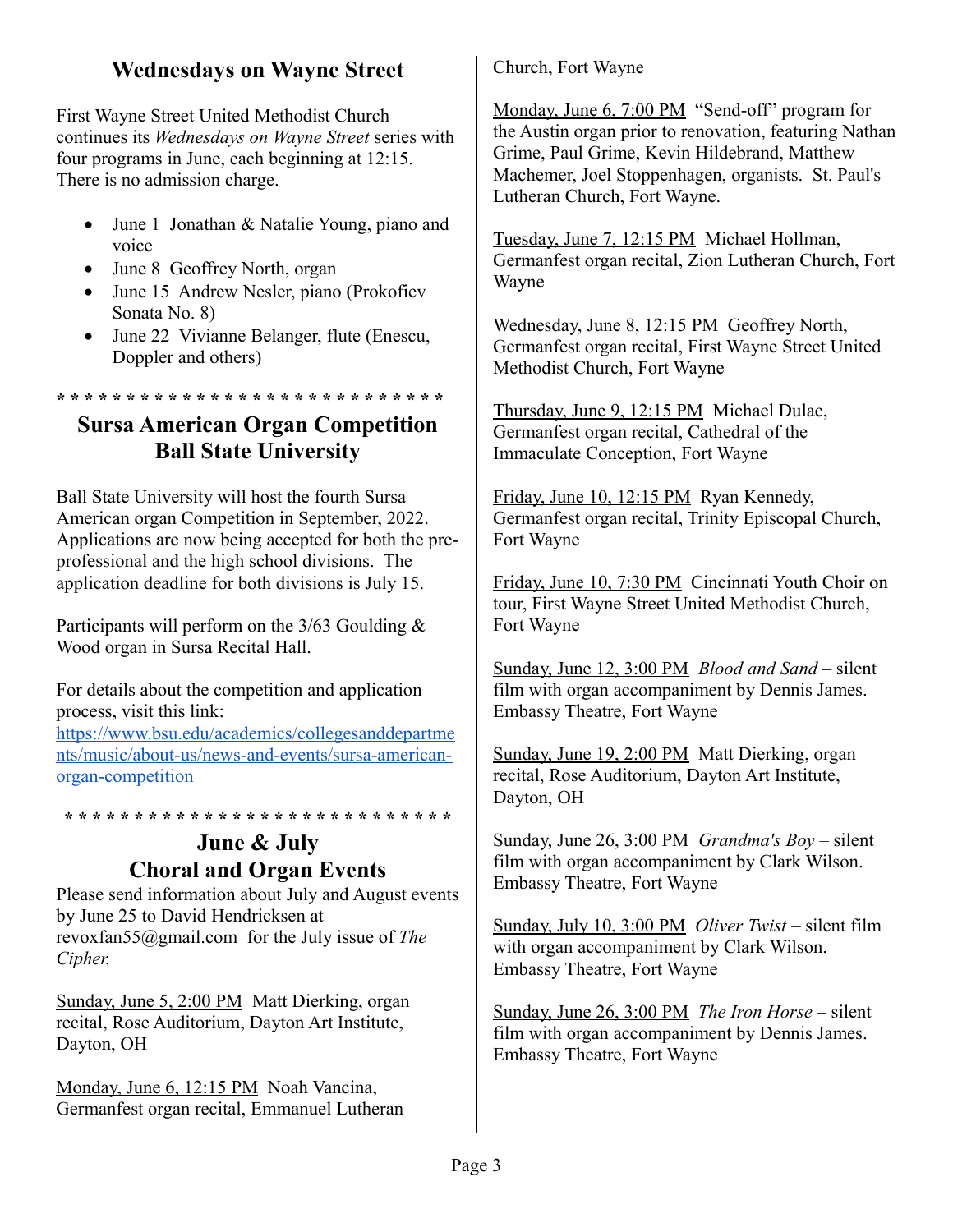## Wednesdays on Wayne Street

First Wayne Street United Methodist Church continues its *Wednesdays on Wayne Street* series with four programs in June, each beginning at 12:15. There is no admission charge.

- June 1 Jonathan & Natalie Young, piano and voice
- June 8 Geoffrey North, organ
- June 15 Andrew Nesler, piano (Prokofiev Sonata No. 8)
- June 22 Vivianne Belanger, flute (Enescu, Doppler and others)

\* * * * * * * * * * * * * * * * * * * * * * * * * * * *

## Sursa American Organ Competition Ball State University

Ball State University will host the fourth Sursa American organ Competition in September, 2022. Applications are now being accepted for both the pre-professional and the high school divisions. The application deadline for both divisions is July 15.

Participants will perform on the 3/63 Goulding & Wood organ in Sursa Recital Hall.

For details about the competition and application process, visit this link: [https://www.bsu.edu/academics/collegesanddepartments/music/about-us/news-and-events/sursa-american-organ-competition](https://www.bsu.edu/academics/collegesanddepartments/music/about-us/news-and-events/sursa-american-organ-competition)

\* * * * * * * * * * * * * * * * * * * * * * * * * * * *

## June & July Choral and Organ Events

Please send information about July and August events by June 25 to David Hendricksen at revoxfan55@gmail.com for the July issue of *The Cipher.*

<u>Sunday, June 5, 2:00 PM</u> Matt Dierking, organ recital, Rose Auditorium, Dayton Art Institute, Dayton, OH

<u>Monday, June 6, 12:15 PM</u> Noah Vancina, Germanfest organ recital, Emmanuel Lutheran Church, Fort Wayne

<u>Monday, June 6, 7:00 PM</u> "Send-off" program for the Austin organ prior to renovation, featuring Nathan Grime, Paul Grime, Kevin Hildebrand, Matthew Machemer, Joel Stoppenhagen, organists. St. Paul's Lutheran Church, Fort Wayne.

<u>Tuesday, June 7, 12:15 PM</u> Michael Hollman, Germanfest organ recital, Zion Lutheran Church, Fort Wayne

<u>Wednesday, June 8, 12:15 PM</u> Geoffrey North, Germanfest organ recital, First Wayne Street United Methodist Church, Fort Wayne

<u>Thursday, June 9, 12:15 PM</u> Michael Dulac, Germanfest organ recital, Cathedral of the Immaculate Conception, Fort Wayne

<u>Friday, June 10, 12:15 PM</u> Ryan Kennedy, Germanfest organ recital, Trinity Episcopal Church, Fort Wayne

<u>Friday, June 10, 7:30 PM</u> Cincinnati Youth Choir on tour, First Wayne Street United Methodist Church, Fort Wayne

<u>Sunday, June 12, 3:00 PM</u> *Blood and Sand* – silent film with organ accompaniment by Dennis James. Embassy Theatre, Fort Wayne

<u>Sunday, June 19, 2:00 PM</u> Matt Dierking, organ recital, Rose Auditorium, Dayton Art Institute, Dayton, OH

<u>Sunday, June 26, 3:00 PM</u> *Grandma's Boy* – silent film with organ accompaniment by Clark Wilson. Embassy Theatre, Fort Wayne

<u>Sunday, July 10, 3:00 PM</u> *Oliver Twist* – silent film with organ accompaniment by Clark Wilson. Embassy Theatre, Fort Wayne

<u>Sunday, June 26, 3:00 PM</u> *The Iron Horse* – silent film with organ accompaniment by Dennis James. Embassy Theatre, Fort Wayne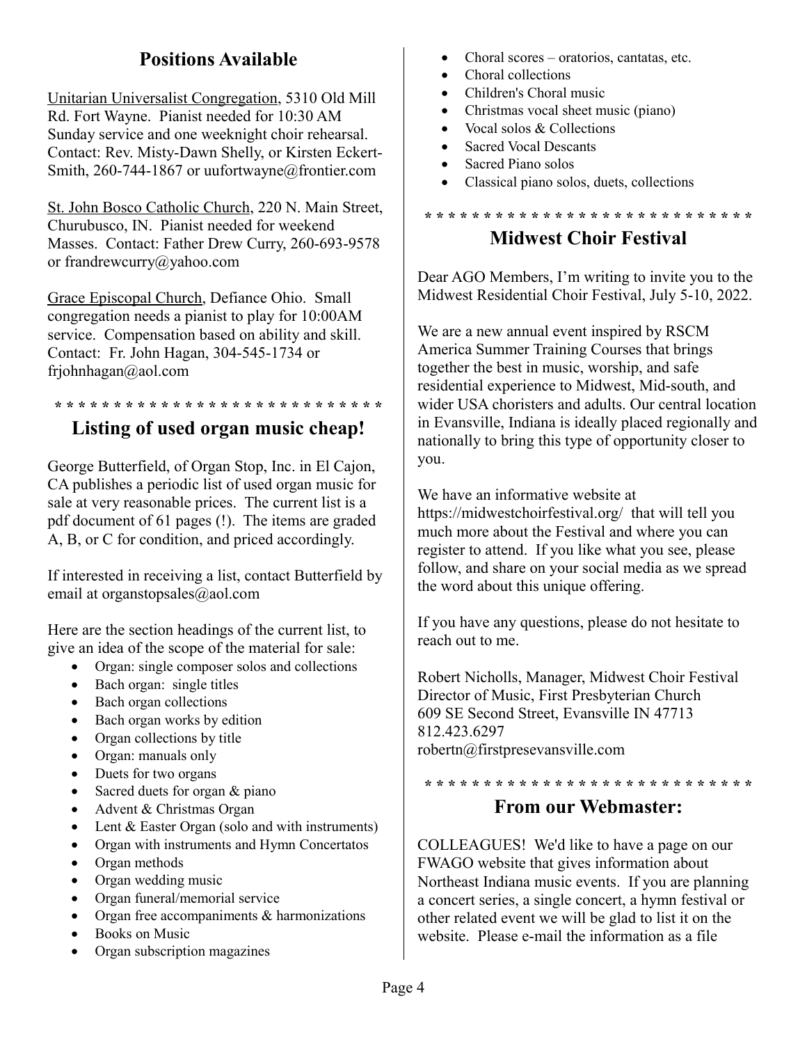## Positions Available

Unitarian Universalist Congregation, 5310 Old Mill Rd. Fort Wayne. Pianist needed for 10:30 AM Sunday service and one weeknight choir rehearsal. Contact: Rev. Misty-Dawn Shelly, or Kirsten Eckert-Smith, 260-744-1867 or uufortwayne@frontier.com

St. John Bosco Catholic Church, 220 N. Main Street, Churubusco, IN. Pianist needed for weekend Masses. Contact: Father Drew Curry, 260-693-9578 or frandrewcurry@yahoo.com

Grace Episcopal Church, Defiance Ohio. Small congregation needs a pianist to play for 10:00AM service. Compensation based on ability and skill. Contact: Fr. John Hagan, 304-545-1734 or frjohnhagan@aol.com

* * * * * * * * * * * * * * * * * * * * * * * * * * * *

## Listing of used organ music cheap!

George Butterfield, of Organ Stop, Inc. in El Cajon, CA publishes a periodic list of used organ music for sale at very reasonable prices. The current list is a pdf document of 61 pages (!). The items are graded A, B, or C for condition, and priced accordingly.

If interested in receiving a list, contact Butterfield by email at organstopsales@aol.com

Here are the section headings of the current list, to give an idea of the scope of the material for sale:

- Organ: single composer solos and collections
- Bach organ: single titles
- Bach organ collections
- Bach organ works by edition
- Organ collections by title
- Organ: manuals only
- Duets for two organs
- Sacred duets for organ & piano
- Advent & Christmas Organ
- Lent & Easter Organ (solo and with instruments)
- Organ with instruments and Hymn Concertatos
- Organ methods
- Organ wedding music
- Organ funeral/memorial service
- Organ free accompaniments & harmonizations
- Books on Music
- Organ subscription magazines
- Choral scores – oratorios, cantatas, etc.
- Choral collections
- Children's Choral music
- Christmas vocal sheet music (piano)
- Vocal solos & Collections
- Sacred Vocal Descants
- Sacred Piano solos
- Classical piano solos, duets, collections

* * * * * * * * * * * * * * * * * * * * * * * * * * * *

## Midwest Choir Festival

Dear AGO Members, I'm writing to invite you to the Midwest Residential Choir Festival, July 5-10, 2022.

We are a new annual event inspired by RSCM America Summer Training Courses that brings together the best in music, worship, and safe residential experience to Midwest, Mid-south, and wider USA choristers and adults. Our central location in Evansville, Indiana is ideally placed regionally and nationally to bring this type of opportunity closer to you.

We have an informative website at https://midwestchoirfestival.org/ that will tell you much more about the Festival and where you can register to attend. If you like what you see, please follow, and share on your social media as we spread the word about this unique offering.

If you have any questions, please do not hesitate to reach out to me.

Robert Nicholls, Manager, Midwest Choir Festival
Director of Music, First Presbyterian Church
609 SE Second Street, Evansville IN 47713
812.423.6297
robertn@firstpresevansville.com

* * * * * * * * * * * * * * * * * * * * * * * * * * * *

## From our Webmaster:

COLLEAGUES! We'd like to have a page on our FWAGO website that gives information about Northeast Indiana music events. If you are planning a concert series, a single concert, a hymn festival or other related event we will be glad to list it on the website. Please e-mail the information as a file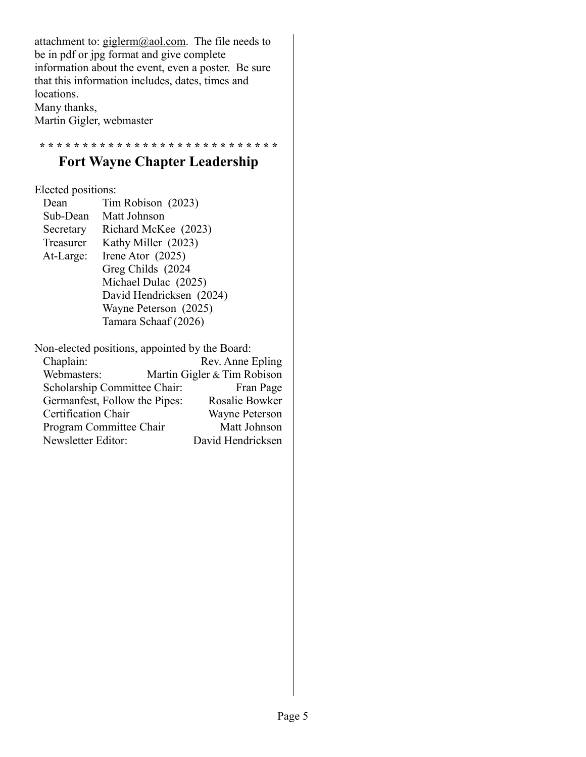attachment to: giglerm@aol.com. The file needs to be in pdf or jpg format and give complete information about the event, even a poster. Be sure that this information includes, dates, times and locations.

Many thanks,
Martin Gigler, webmaster

* * * * * * * * * * * * * * * * * * * * * * * * * * * *

## Fort Wayne Chapter Leadership

Elected positions:

| | |
|---|---|
| Dean | Tim Robison (2023) |
| Sub-Dean | Matt Johnson |
| Secretary | Richard McKee (2023) |
| Treasurer | Kathy Miller (2023) |
| At-Large: | Irene Ator (2025) |
| | Greg Childs (2024 |
| | Michael Dulac (2025) |
| | David Hendricksen (2024) |
| | Wayne Peterson (2025) |
| | Tamara Schaaf (2026) |

Non-elected positions, appointed by the Board:

| | |
|---|---|
| Chaplain: | Rev. Anne Epling |
| Webmasters: | Martin Gigler & Tim Robison |
| Scholarship Committee Chair: | Fran Page |
| Germanfest, Follow the Pipes: | Rosalie Bowker |
| Certification Chair | Wayne Peterson |
| Program Committee Chair | Matt Johnson |
| Newsletter Editor: | David Hendricksen |